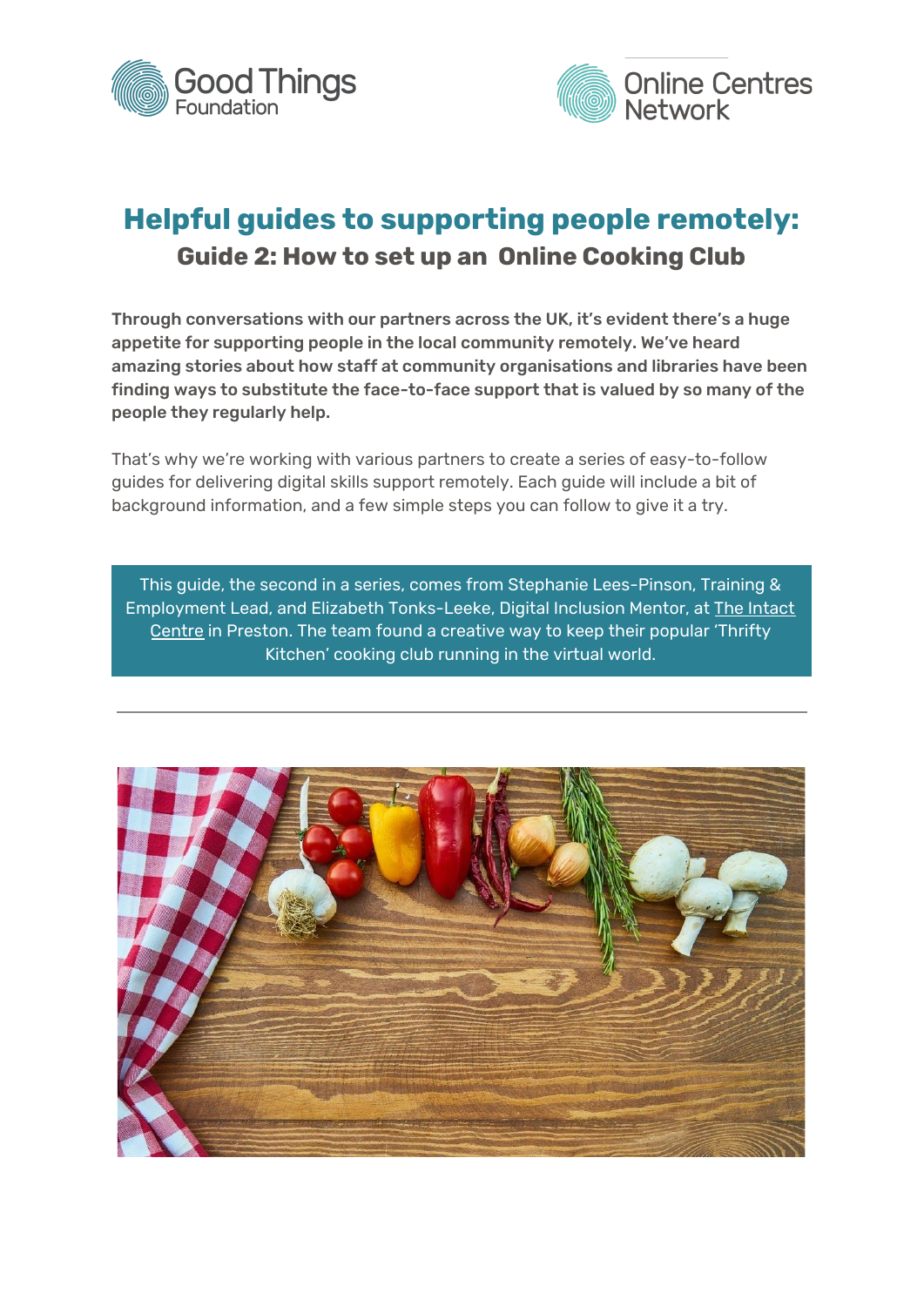# Helpful guides to supporting people remotely:

## Guide 2: How to set up an Online Cooking Club

**Through conversations with our partners across the UK, it's evident there's a huge appetite for supporting people in the local community remotely. We've heard amazing stories about how staff at community organisations and libraries have been finding ways to substitute the face-to-face support that is valued by so many of the people they regularly help.**

That's why we're working with various partners to create a series of easy-to-follow guides for delivering digital skills support remotely. Each guide will include a bit of background information, and a few simple steps you can follow to give it a try.

This guide, the second in a series, comes from Stephanie Lees-Pinson, Training & Employment Lead, and Elizabeth Tonks-Leeke, Digital Inclusion Mentor, at The Intact Centre in Preston. The team found a creative way to keep their popular 'Thrifty Kitchen' cooking club running in the virtual world.

---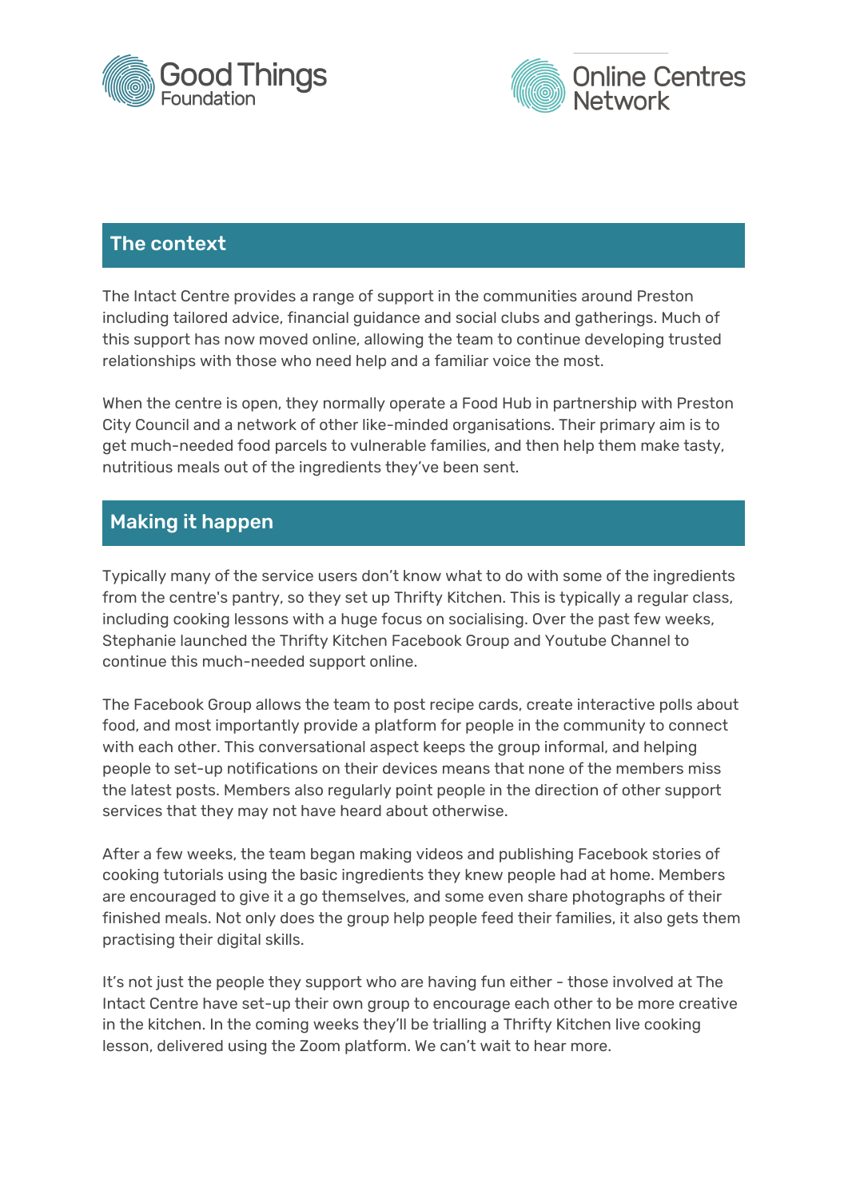## The context

The Intact Centre provides a range of support in the communities around Preston including tailored advice, financial guidance and social clubs and gatherings. Much of this support has now moved online, allowing the team to continue developing trusted relationships with those who need help and a familiar voice the most.

When the centre is open, they normally operate a Food Hub in partnership with Preston City Council and a network of other like-minded organisations. Their primary aim is to get much-needed food parcels to vulnerable families, and then help them make tasty, nutritious meals out of the ingredients they've been sent.

## Making it happen

Typically many of the service users don't know what to do with some of the ingredients from the centre's pantry, so they set up Thrifty Kitchen. This is typically a regular class, including cooking lessons with a huge focus on socialising. Over the past few weeks, Stephanie launched the Thrifty Kitchen Facebook Group and Youtube Channel to continue this much-needed support online.

The Facebook Group allows the team to post recipe cards, create interactive polls about food, and most importantly provide a platform for people in the community to connect with each other. This conversational aspect keeps the group informal, and helping people to set-up notifications on their devices means that none of the members miss the latest posts. Members also regularly point people in the direction of other support services that they may not have heard about otherwise.

After a few weeks, the team began making videos and publishing Facebook stories of cooking tutorials using the basic ingredients they knew people had at home. Members are encouraged to give it a go themselves, and some even share photographs of their finished meals. Not only does the group help people feed their families, it also gets them practising their digital skills.

It's not just the people they support who are having fun either - those involved at The Intact Centre have set-up their own group to encourage each other to be more creative in the kitchen. In the coming weeks they'll be trialling a Thrifty Kitchen live cooking lesson, delivered using the Zoom platform. We can't wait to hear more.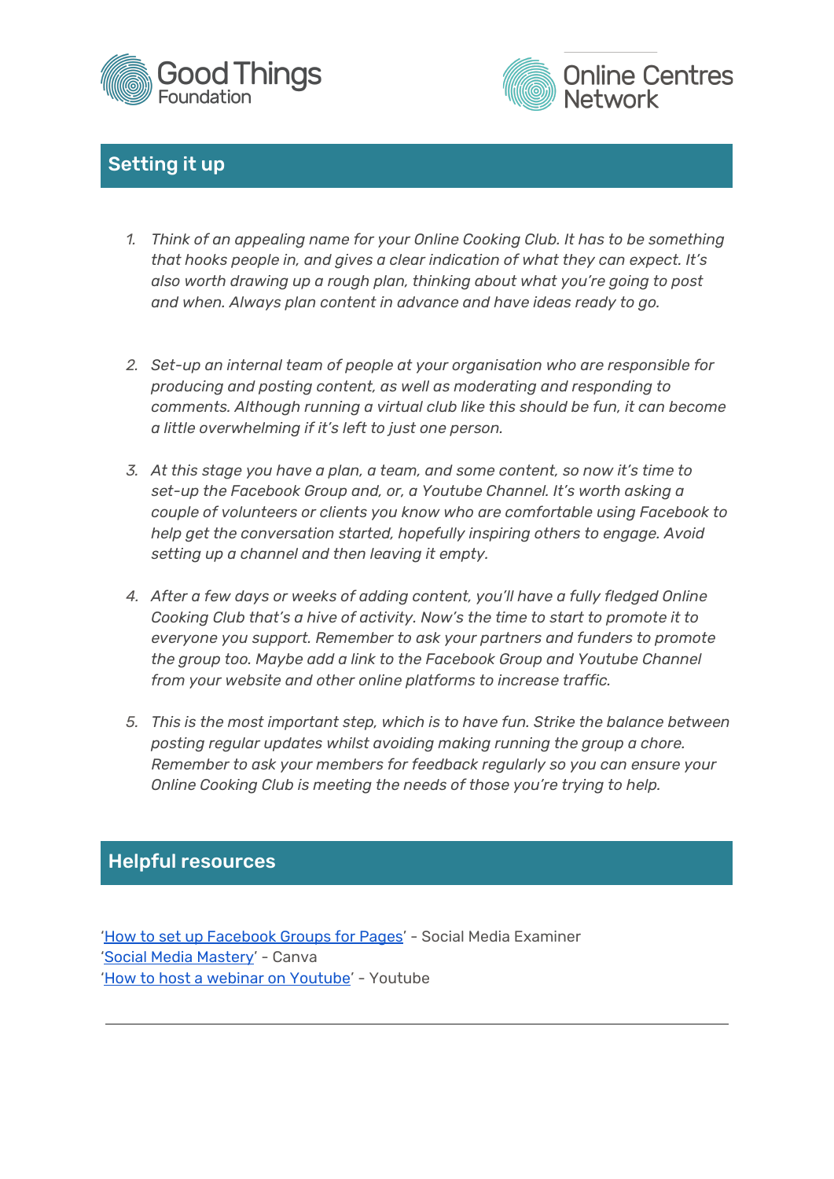## Setting it up

1. *Think of an appealing name for your Online Cooking Club. It has to be something that hooks people in, and gives a clear indication of what they can expect. It's also worth drawing up a rough plan, thinking about what you're going to post and when. Always plan content in advance and have ideas ready to go.*

2. *Set-up an internal team of people at your organisation who are responsible for producing and posting content, as well as moderating and responding to comments. Although running a virtual club like this should be fun, it can become a little overwhelming if it's left to just one person.*

3. *At this stage you have a plan, a team, and some content, so now it's time to set-up the Facebook Group and, or, a Youtube Channel. It's worth asking a couple of volunteers or clients you know who are comfortable using Facebook to help get the conversation started, hopefully inspiring others to engage. Avoid setting up a channel and then leaving it empty.*

4. *After a few days or weeks of adding content, you'll have a fully fledged Online Cooking Club that's a hive of activity. Now's the time to start to promote it to everyone you support. Remember to ask your partners and funders to promote the group too. Maybe add a link to the Facebook Group and Youtube Channel from your website and other online platforms to increase traffic.*

5. *This is the most important step, which is to have fun. Strike the balance between posting regular updates whilst avoiding making running the group a chore. Remember to ask your members for feedback regularly so you can ensure your Online Cooking Club is meeting the needs of those you're trying to help.*

## Helpful resources

'How to set up Facebook Groups for Pages' - Social Media Examiner
'Social Media Mastery' - Canva
'How to host a webinar on Youtube' - Youtube

---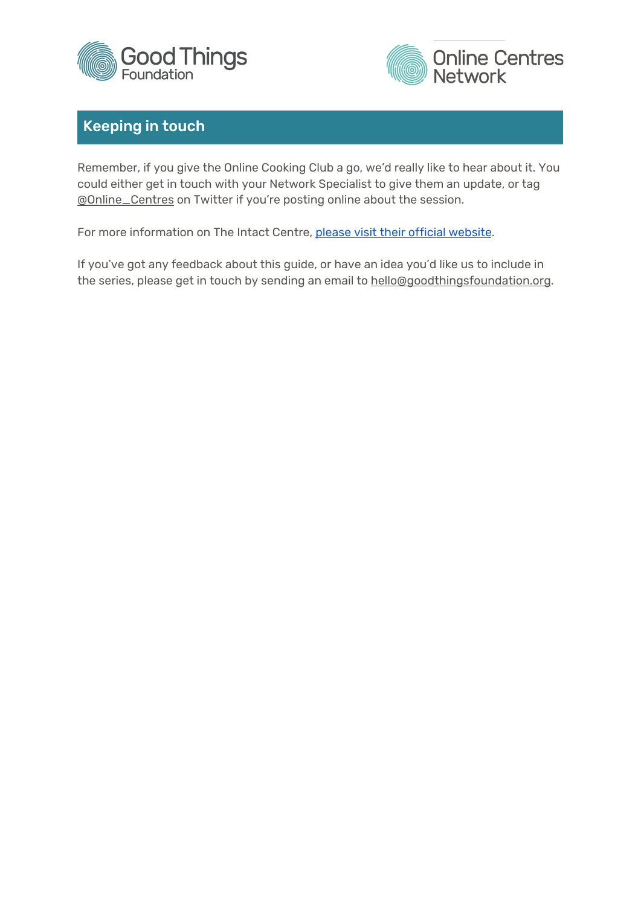## Keeping in touch

Remember, if you give the Online Cooking Club a go, we'd really like to hear about it. You could either get in touch with your Network Specialist to give them an update, or tag @Online_Centres on Twitter if you're posting online about the session.

For more information on The Intact Centre, please visit their official website.

If you've got any feedback about this guide, or have an idea you'd like us to include in the series, please get in touch by sending an email to hello@goodthingsfoundation.org.